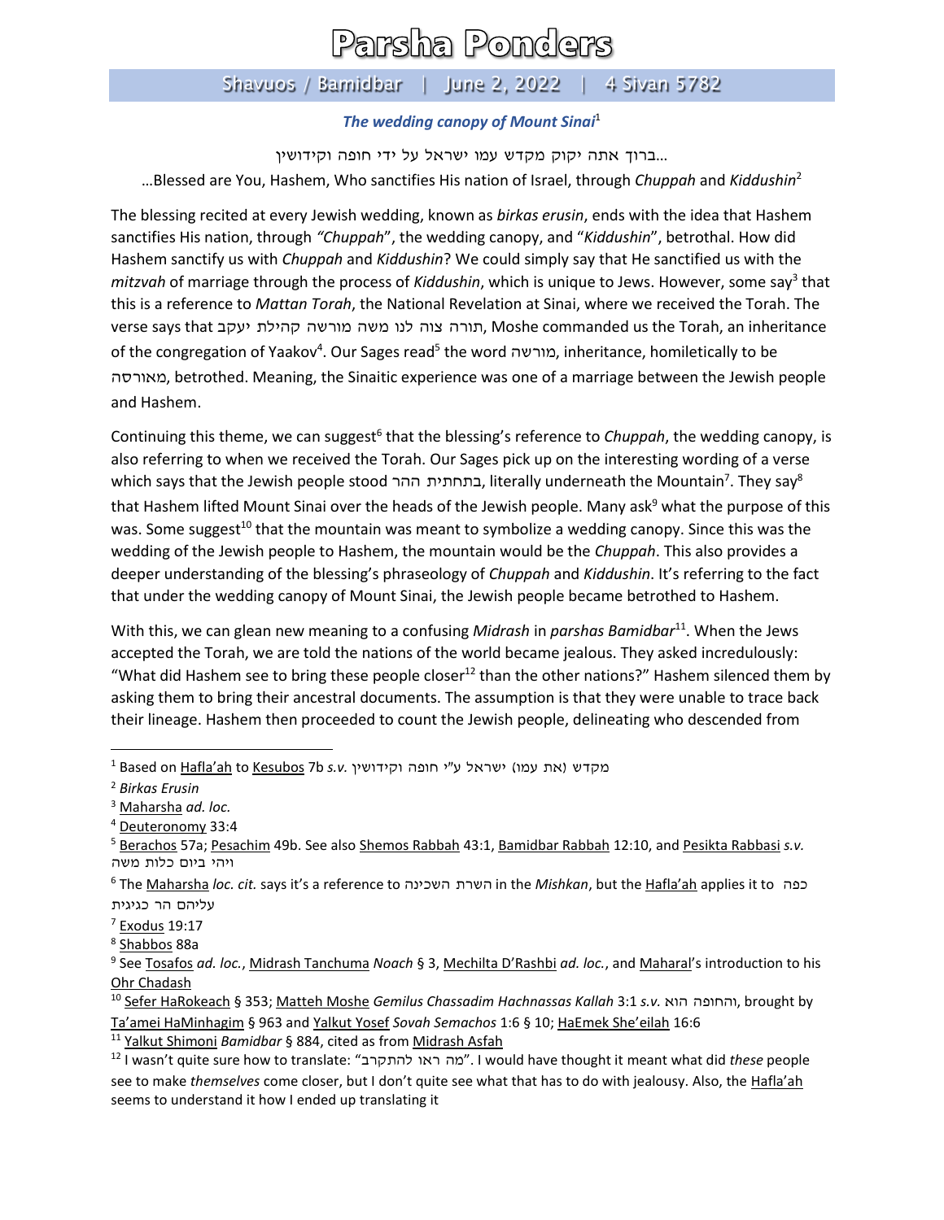# Parsha Ponders

## Shavuos / Bamidbar | June 2, 2022 | 4 Sivan 5782

***The wedding canopy of Mount Sinai***[1]

...ברוך אתה יקוק מקדש עמו ישראל על ידי חופה וקידושין

...Blessed are You, Hashem, Who sanctifies His nation of Israel, through *Chuppah* and *Kiddushin*[2]

The blessing recited at every Jewish wedding, known as *birkas erusin*, ends with the idea that Hashem sanctifies His nation, through *"Chuppah*", the wedding canopy, and "*Kiddushin*", betrothal. How did Hashem sanctify us with *Chuppah* and *Kiddushin*? We could simply say that He sanctified us with the *mitzvah* of marriage through the process of *Kiddushin*, which is unique to Jews. However, some say[3] that this is a reference to *Mattan Torah*, the National Revelation at Sinai, where we received the Torah. The verse says that תורה צוה לנו משה מורשה קהילת יעקב, Moshe commanded us the Torah, an inheritance of the congregation of Yaakov[4]. Our Sages read[5] the word מורשה, inheritance, homiletically to be מאורסה, betrothed. Meaning, the Sinaitic experience was one of a marriage between the Jewish people and Hashem.

Continuing this theme, we can suggest[6] that the blessing's reference to *Chuppah*, the wedding canopy, is also referring to when we received the Torah. Our Sages pick up on the interesting wording of a verse which says that the Jewish people stood בתחתית ההר, literally underneath the Mountain[7]. They say[8] that Hashem lifted Mount Sinai over the heads of the Jewish people. Many ask[9] what the purpose of this was. Some suggest[10] that the mountain was meant to symbolize a wedding canopy. Since this was the wedding of the Jewish people to Hashem, the mountain would be the *Chuppah*. This also provides a deeper understanding of the blessing's phraseology of *Chuppah* and *Kiddushin*. It's referring to the fact that under the wedding canopy of Mount Sinai, the Jewish people became betrothed to Hashem.

With this, we can glean new meaning to a confusing *Midrash* in *parshas Bamidbar*[11]. When the Jews accepted the Torah, we are told the nations of the world became jealous. They asked incredulously: "What did Hashem see to bring these people closer[12] than the other nations?" Hashem silenced them by asking them to bring their ancestral documents. The assumption is that they were unable to trace back their lineage. Hashem then proceeded to count the Jewish people, delineating who descended from

---

[1] Based on Hafla'ah to Kesubos 7b *s.v.* מקדש (את עמו) ישראל ע"י חופה וקידושין

[2] *Birkas Erusin*

[3] Maharsha *ad. loc.*

[4] Deuteronomy 33:4

[5] Berachos 57a; Pesachim 49b. See also Shemos Rabbah 43:1, Bamidbar Rabbah 12:10, and Pesikta Rabbasi *s.v.* ויהי ביום כלות משה

[6] The Maharsha *loc. cit.* says it's a reference to השרת השכינה in the *Mishkan*, but the Hafla'ah applies it to כפה עליהם הר כגיגית

[7] Exodus 19:17

[8] Shabbos 88a

[9] See Tosafos *ad. loc.*, Midrash Tanchuma *Noach* § 3, Mechilta D'Rashbi *ad. loc.*, and Maharal's introduction to his Ohr Chadash

[10] Sefer HaRokeach § 353; Matteh Moshe *Gemilus Chassadim Hachnassas Kallah* 3:1 *s.v.* והחופה הוא, brought by Ta'amei HaMinhagim § 963 and Yalkut Yosef *Sovah Semachos* 1:6 § 10; HaEmek She'eilah 16:6

[11] Yalkut Shimoni *Bamidbar* § 884, cited as from Midrash Asfah

[12] I wasn't quite sure how to translate: "מה ראו להתקרב". I would have thought it meant what did *these* people see to make *themselves* come closer, but I don't quite see what that has to do with jealousy. Also, the Hafla'ah seems to understand it how I ended up translating it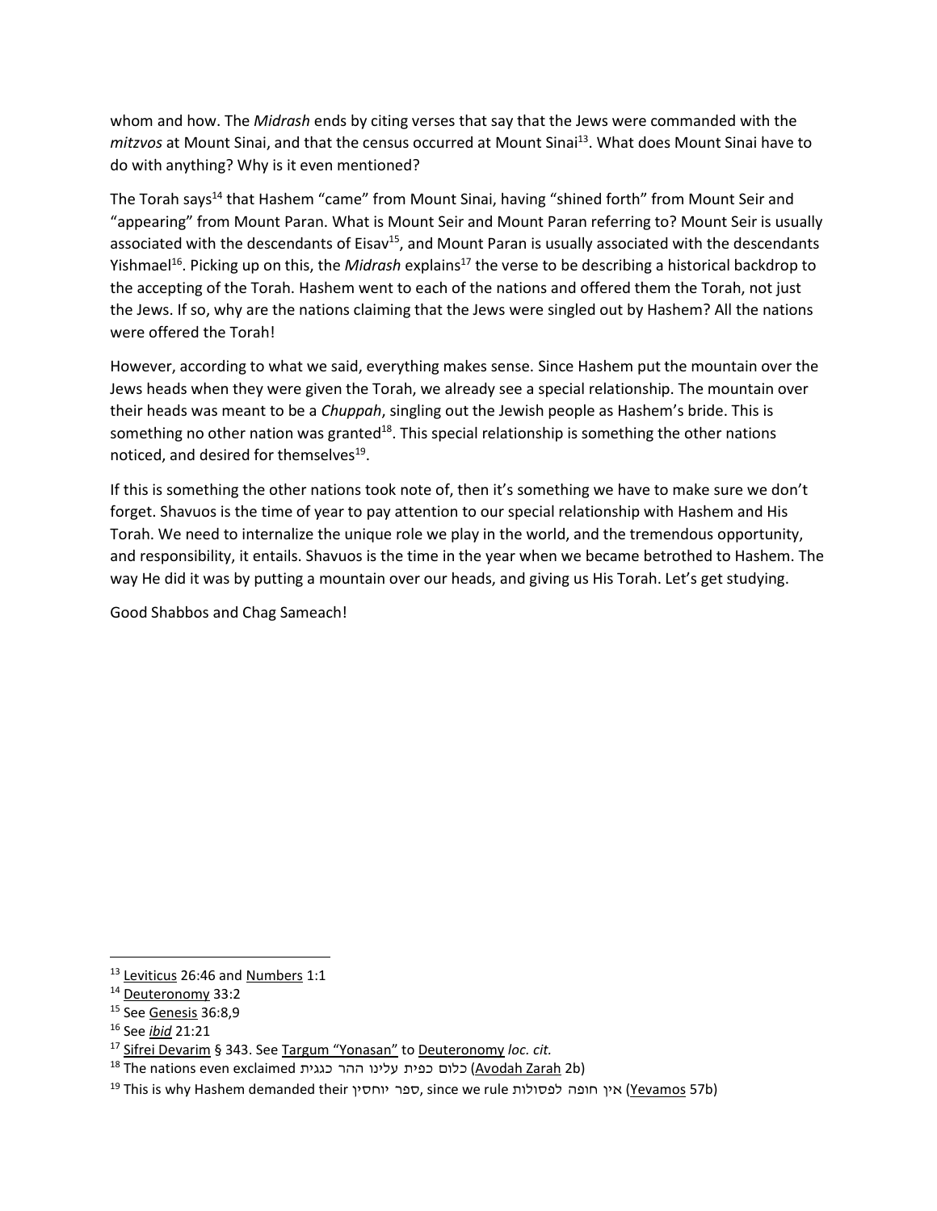whom and how. The *Midrash* ends by citing verses that say that the Jews were commanded with the *mitzvos* at Mount Sinai, and that the census occurred at Mount Sinai[13]. What does Mount Sinai have to do with anything? Why is it even mentioned?

The Torah says[14] that Hashem "came" from Mount Sinai, having "shined forth" from Mount Seir and "appearing" from Mount Paran. What is Mount Seir and Mount Paran referring to? Mount Seir is usually associated with the descendants of Eisav[15], and Mount Paran is usually associated with the descendants Yishmael[16]. Picking up on this, the *Midrash* explains[17] the verse to be describing a historical backdrop to the accepting of the Torah. Hashem went to each of the nations and offered them the Torah, not just the Jews. If so, why are the nations claiming that the Jews were singled out by Hashem? All the nations were offered the Torah!

However, according to what we said, everything makes sense. Since Hashem put the mountain over the Jews heads when they were given the Torah, we already see a special relationship. The mountain over their heads was meant to be a *Chuppah*, singling out the Jewish people as Hashem's bride. This is something no other nation was granted[18]. This special relationship is something the other nations noticed, and desired for themselves[19].

If this is something the other nations took note of, then it's something we have to make sure we don't forget. Shavuos is the time of year to pay attention to our special relationship with Hashem and His Torah. We need to internalize the unique role we play in the world, and the tremendous opportunity, and responsibility, it entails. Shavuos is the time in the year when we became betrothed to Hashem. The way He did it was by putting a mountain over our heads, and giving us His Torah. Let's get studying.

Good Shabbos and Chag Sameach!

---

[13] Leviticus 26:46 and Numbers 1:1

[14] Deuteronomy 33:2

[15] See Genesis 36:8,9

[16] See *ibid* 21:21

[17] Sifrei Devarim § 343. See Targum "Yonasan" to Deuteronomy *loc. cit.*

[18] The nations even exclaimed כלום כפית עלינו ההר כגגית (Avodah Zarah 2b)

[19] This is why Hashem demanded their ספר יוחסין, since we rule אין חופה לפסולות (Yevamos 57b)